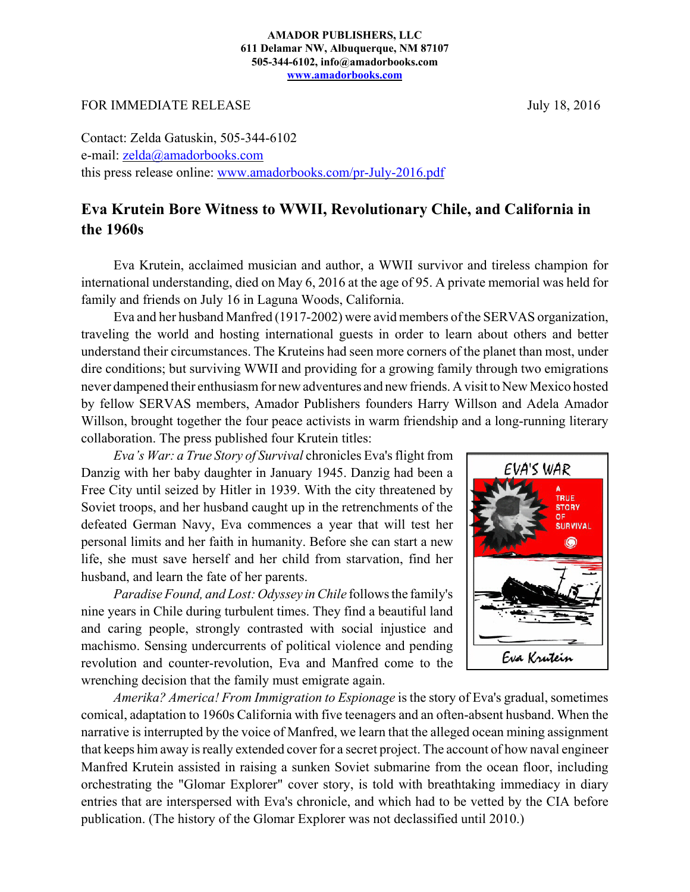**AMADOR PUBLISHERS, LLC**
**611 Delamar NW, Albuquerque, NM 87107**
**505-344-6102, info@amadorbooks.com**
**www.amadorbooks.com**

FOR IMMEDIATE RELEASE July 18, 2016

Contact: Zelda Gatuskin, 505-344-6102
e-mail: zelda@amadorbooks.com
this press release online: www.amadorbooks.com/pr-July-2016.pdf

## Eva Krutein Bore Witness to WWII, Revolutionary Chile, and California in the 1960s

Eva Krutein, acclaimed musician and author, a WWII survivor and tireless champion for international understanding, died on May 6, 2016 at the age of 95. A private memorial was held for family and friends on July 16 in Laguna Woods, California.

Eva and her husband Manfred (1917-2002) were avid members of the SERVAS organization, traveling the world and hosting international guests in order to learn about others and better understand their circumstances. The Kruteins had seen more corners of the planet than most, under dire conditions; but surviving WWII and providing for a growing family through two emigrations never dampened their enthusiasm for new adventures and new friends. A visit to New Mexico hosted by fellow SERVAS members, Amador Publishers founders Harry Willson and Adela Amador Willson, brought together the four peace activists in warm friendship and a long-running literary collaboration. The press published four Krutein titles:

*Eva's War: a True Story of Survival* chronicles Eva's flight from Danzig with her baby daughter in January 1945. Danzig had been a Free City until seized by Hitler in 1939. With the city threatened by Soviet troops, and her husband caught up in the retrenchments of the defeated German Navy, Eva commences a year that will test her personal limits and her faith in humanity. Before she can start a new life, she must save herself and her child from starvation, find her husband, and learn the fate of her parents.

*Paradise Found, and Lost: Odyssey in Chile* follows the family's nine years in Chile during turbulent times. They find a beautiful land and caring people, strongly contrasted with social injustice and machismo. Sensing undercurrents of political violence and pending revolution and counter-revolution, Eva and Manfred come to the wrenching decision that the family must emigrate again.

*Amerika? America! From Immigration to Espionage* is the story of Eva's gradual, sometimes comical, adaptation to 1960s California with five teenagers and an often-absent husband. When the narrative is interrupted by the voice of Manfred, we learn that the alleged ocean mining assignment that keeps him away is really extended cover for a secret project. The account of how naval engineer Manfred Krutein assisted in raising a sunken Soviet submarine from the ocean floor, including orchestrating the "Glomar Explorer" cover story, is told with breathtaking immediacy in diary entries that are interspersed with Eva's chronicle, and which had to be vetted by the CIA before publication. (The history of the Glomar Explorer was not declassified until 2010.)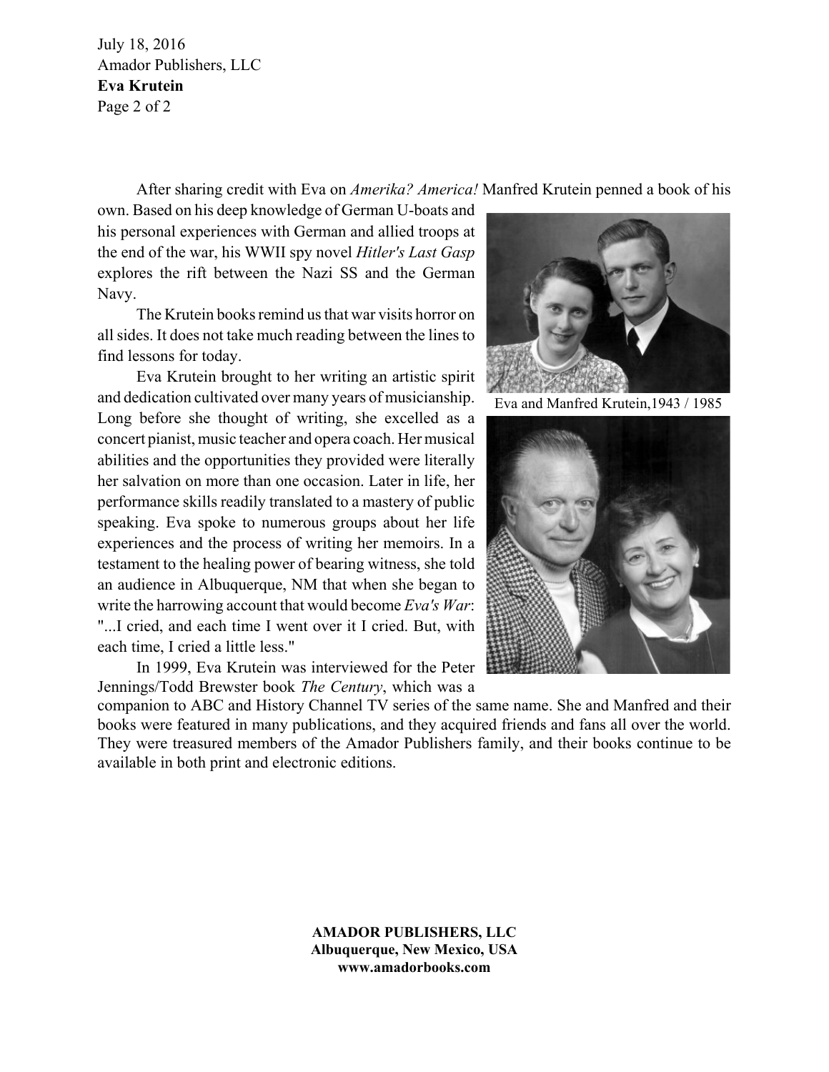After sharing credit with Eva on *Amerika? America!* Manfred Krutein penned a book of his own. Based on his deep knowledge of German U-boats and his personal experiences with German and allied troops at the end of the war, his WWII spy novel *Hitler's Last Gasp* explores the rift between the Nazi SS and the German Navy.

The Krutein books remind us that war visits horror on all sides. It does not take much reading between the lines to find lessons for today.

Eva Krutein brought to her writing an artistic spirit and dedication cultivated over many years of musicianship. Long before she thought of writing, she excelled as a concert pianist, music teacher and opera coach. Her musical abilities and the opportunities they provided were literally her salvation on more than one occasion. Later in life, her performance skills readily translated to a mastery of public speaking. Eva spoke to numerous groups about her life experiences and the process of writing her memoirs. In a testament to the healing power of bearing witness, she told an audience in Albuquerque, NM that when she began to write the harrowing account that would become *Eva's War*: "...I cried, and each time I went over it I cried. But, with each time, I cried a little less."

Eva and Manfred Krutein,1943 / 1985

In 1999, Eva Krutein was interviewed for the Peter Jennings/Todd Brewster book *The Century*, which was a companion to ABC and History Channel TV series of the same name. She and Manfred and their books were featured in many publications, and they acquired friends and fans all over the world. They were treasured members of the Amador Publishers family, and their books continue to be available in both print and electronic editions.

**AMADOR PUBLISHERS, LLC**
**Albuquerque, New Mexico, USA**
**www.amadorbooks.com**